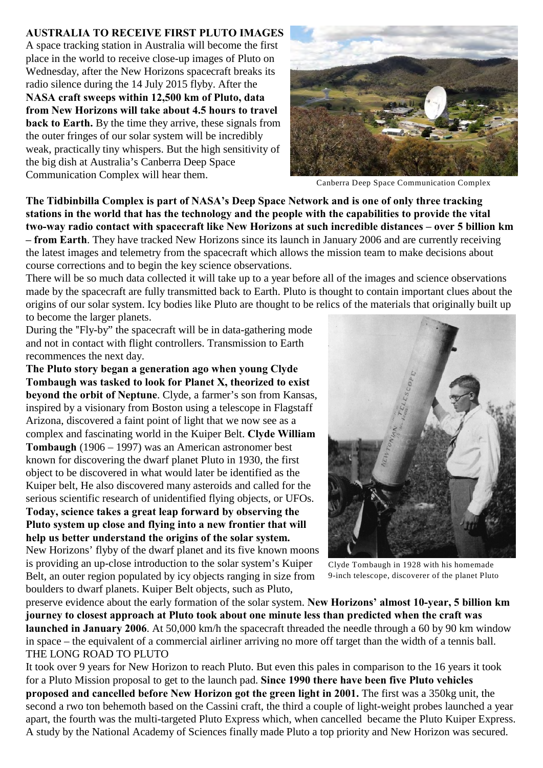# AUSTRALIA TO RECEIVE FIRST PLUTO IMAGES

A space tracking station in Australia will become the first place in the world to receive close-up images of Pluto on Wednesday, after the New Horizons spacecraft breaks its radio silence during the 14 July 2015 flyby. After the **NASA craft sweeps within 12,500 km of Pluto, data from New Horizons will take about 4.5 hours to travel back to Earth.** By the time they arrive, these signals from the outer fringes of our solar system will be incredibly weak, practically tiny whispers. But the high sensitivity of the big dish at Australia's Canberra Deep Space Communication Complex will hear them.

Canberra Deep Space Communication Complex

**The Tidbinbilla Complex is part of NASA's Deep Space Network and is one of only three tracking stations in the world that has the technology and the people with the capabilities to provide the vital two-way radio contact with spacecraft like New Horizons at such incredible distances – over 5 billion km – from Earth**. They have tracked New Horizons since its launch in January 2006 and are currently receiving the latest images and telemetry from the spacecraft which allows the mission team to make decisions about course corrections and to begin the key science observations.

There will be so much data collected it will take up to a year before all of the images and science observations made by the spacecraft are fully transmitted back to Earth. Pluto is thought to contain important clues about the origins of our solar system. Icy bodies like Pluto are thought to be relics of the materials that originally built up to become the larger planets.

During the "Fly-by" the spacecraft will be in data-gathering mode and not in contact with flight controllers. Transmission to Earth recommences the next day.

**The Pluto story began a generation ago when young Clyde Tombaugh was tasked to look for Planet X, theorized to exist beyond the orbit of Neptune**. Clyde, a farmer's son from Kansas, inspired by a visionary from Boston using a telescope in Flagstaff Arizona, discovered a faint point of light that we now see as a complex and fascinating world in the Kuiper Belt. **Clyde William Tombaugh** (1906 – 1997) was an American astronomer best known for discovering the dwarf planet Pluto in 1930, the first object to be discovered in what would later be identified as the Kuiper belt, He also discovered many asteroids and called for the serious scientific research of unidentified flying objects, or UFOs.

**Today, science takes a great leap forward by observing the Pluto system up close and flying into a new frontier that will help us better understand the origins of the solar system.**

New Horizons' flyby of the dwarf planet and its five known moons is providing an up-close introduction to the solar system's Kuiper Belt, an outer region populated by icy objects ranging in size from boulders to dwarf planets. Kuiper Belt objects, such as Pluto, preserve evidence about the early formation of the solar system. **New Horizons' almost 10-year, 5 billion km journey to closest approach at Pluto took about one minute less than predicted when the craft was launched in January 2006**. At 50,000 km/h the spacecraft threaded the needle through a 60 by 90 km window in space – the equivalent of a commercial airliner arriving no more off target than the width of a tennis ball.

Clyde Tombaugh in 1928 with his homemade 9-inch telescope, discoverer of the planet Pluto

THE LONG ROAD TO PLUTO

It took over 9 years for New Horizon to reach Pluto. But even this pales in comparison to the 16 years it took for a Pluto Mission proposal to get to the launch pad. **Since 1990 there have been five Pluto vehicles proposed and cancelled before New Horizon got the green light in 2001.** The first was a 350kg unit, the second a rwo ton behemoth based on the Cassini craft, the third a couple of light-weight probes launched a year apart, the fourth was the multi-targeted Pluto Express which, when cancelled became the Pluto Kuiper Express. A study by the National Academy of Sciences finally made Pluto a top priority and New Horizon was secured.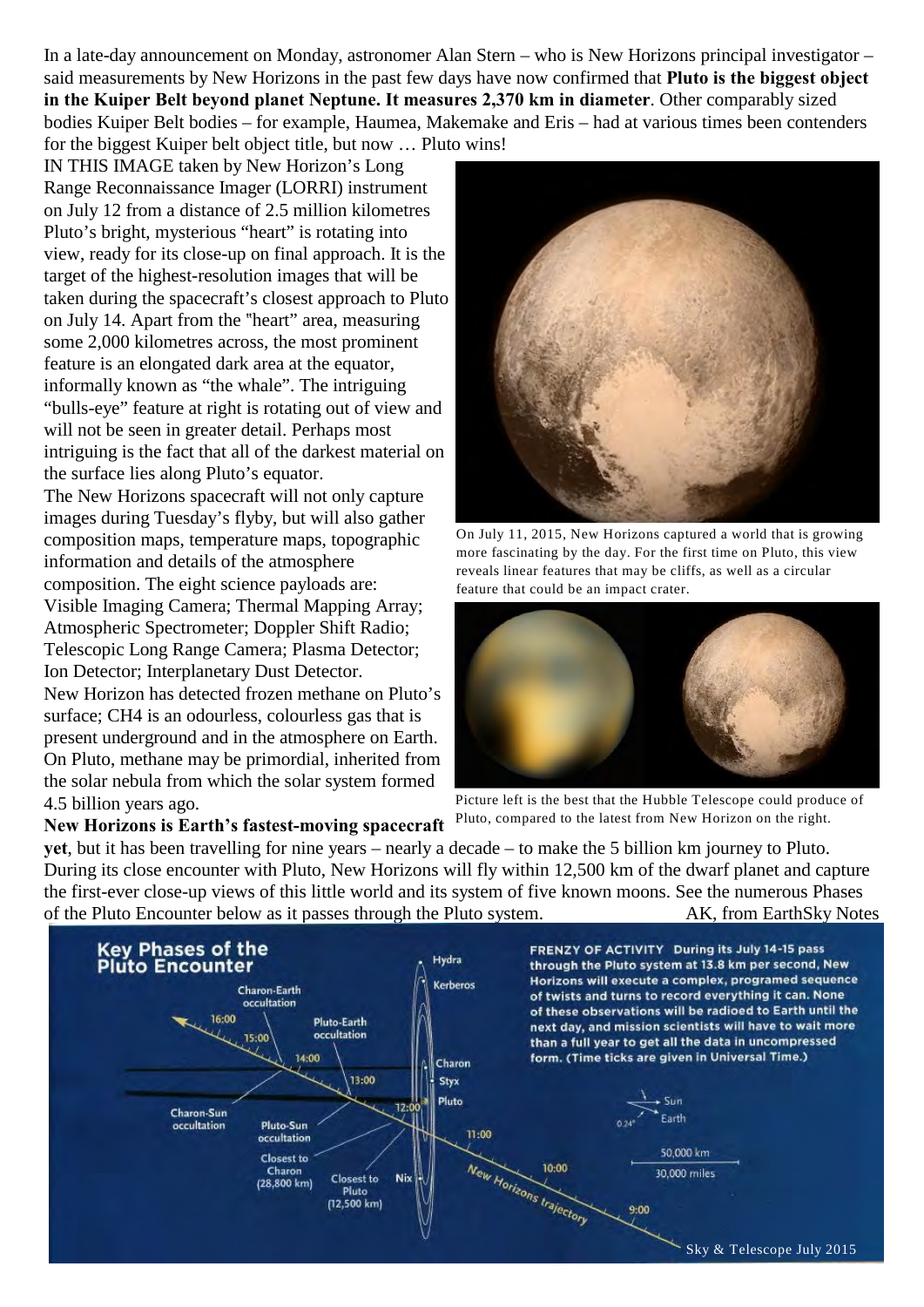In a late-day announcement on Monday, astronomer Alan Stern – who is New Horizons principal investigator – said measurements by New Horizons in the past few days have now confirmed that **Pluto is the biggest object in the Kuiper Belt beyond planet Neptune. It measures 2,370 km in diameter**. Other comparably sized bodies Kuiper Belt bodies – for example, Haumea, Makemake and Eris – had at various times been contenders for the biggest Kuiper belt object title, but now … Pluto wins!

IN THIS IMAGE taken by New Horizon's Long Range Reconnaissance Imager (LORRI) instrument on July 12 from a distance of 2.5 million kilometres Pluto's bright, mysterious "heart" is rotating into view, ready for its close-up on final approach. It is the target of the highest-resolution images that will be taken during the spacecraft's closest approach to Pluto on July 14. Apart from the "heart" area, measuring some 2,000 kilometres across, the most prominent feature is an elongated dark area at the equator, informally known as "the whale". The intriguing "bulls-eye" feature at right is rotating out of view and will not be seen in greater detail. Perhaps most intriguing is the fact that all of the darkest material on the surface lies along Pluto's equator.

The New Horizons spacecraft will not only capture images during Tuesday's flyby, but will also gather composition maps, temperature maps, topographic information and details of the atmosphere composition. The eight science payloads are: Visible Imaging Camera; Thermal Mapping Array; Atmospheric Spectrometer; Doppler Shift Radio; Telescopic Long Range Camera; Plasma Detector; Ion Detector; Interplanetary Dust Detector.

New Horizon has detected frozen methane on Pluto's surface; $CH_4$ is an odourless, colourless gas that is present underground and in the atmosphere on Earth. On Pluto, methane may be primordial, inherited from the solar nebula from which the solar system formed 4.5 billion years ago.

On July 11, 2015, New Horizons captured a world that is growing more fascinating by the day. For the first time on Pluto, this view reveals linear features that may be cliffs, as well as a circular feature that could be an impact crater.

Picture left is the best that the Hubble Telescope could produce of Pluto, compared to the latest from New Horizon on the right.

**New Horizons is Earth's fastest-moving spacecraft yet**, but it has been travelling for nine years – nearly a decade – to make the 5 billion km journey to Pluto. During its close encounter with Pluto, New Horizons will fly within 12,500 km of the dwarf planet and capture the first-ever close-up views of this little world and its system of five known moons. See the numerous Phases of the Pluto Encounter below as it passes through the Pluto system. AK, from EarthSky Notes

**Key Phases of the Pluto Encounter**

Charon-Earth occultation
Pluto-Earth occultation
Charon-Sun occultation
Pluto-Sun occultation
Closest to Charon (28,800 km)
Closest to Pluto (12,500 km)
16:00
15:00
14:00
13:00
12:00
11:00
10:00
9:00
Hydra
Kerberos
Charon
Styx
Pluto
Nix
New Horizons trajectory
Sun
Earth
0.24°
50,000 km
30,000 miles

**FRENZY OF ACTIVITY** During its July 14-15 pass through the Pluto system at 13.8 km per second, New Horizons will execute a complex, programed sequence of twists and turns to record everything it can. None of these observations will be radioed to Earth until the next day, and mission scientists will have to wait more than a full year to get all the data in uncompressed form. (Time ticks are given in Universal Time.)

Sky & Telescope July 2015